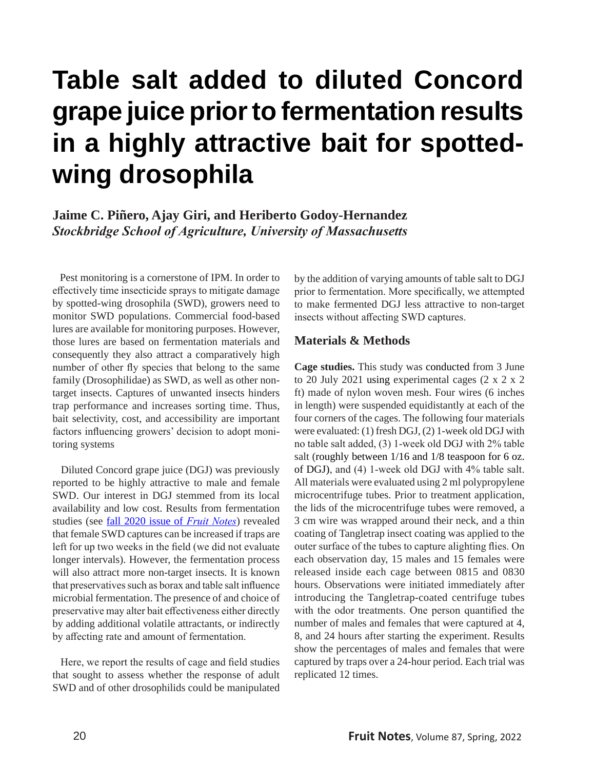# Table salt added to diluted Concord grape juice prior to fermentation results in a highly attractive bait for spotted-wing drosophila

**Jaime C. Piñero, Ajay Giri, and Heriberto Godoy-Hernandez**
***Stockbridge School of Agriculture, University of Massachusetts***

Pest monitoring is a cornerstone of IPM. In order to effectively time insecticide sprays to mitigate damage by spotted-wing drosophila (SWD), growers need to monitor SWD populations. Commercial food-based lures are available for monitoring purposes. However, those lures are based on fermentation materials and consequently they also attract a comparatively high number of other fly species that belong to the same family (Drosophilidae) as SWD, as well as other non-target insects. Captures of unwanted insects hinders trap performance and increases sorting time. Thus, bait selectivity, cost, and accessibility are important factors influencing growers' decision to adopt monitoring systems

Diluted Concord grape juice (DGJ) was previously reported to be highly attractive to male and female SWD. Our interest in DGJ stemmed from its local availability and low cost. Results from fermentation studies (see [fall 2020 issue of *Fruit Notes*]) revealed that female SWD captures can be increased if traps are left for up two weeks in the field (we did not evaluate longer intervals). However, the fermentation process will also attract more non-target insects. It is known that preservatives such as borax and table salt influence microbial fermentation. The presence of and choice of preservative may alter bait effectiveness either directly by adding additional volatile attractants, or indirectly by affecting rate and amount of fermentation.

Here, we report the results of cage and field studies that sought to assess whether the response of adult SWD and of other drosophilids could be manipulated by the addition of varying amounts of table salt to DGJ prior to fermentation. More specifically, we attempted to make fermented DGJ less attractive to non-target insects without affecting SWD captures.

## Materials & Methods

**Cage studies.** This study was conducted from 3 June to 20 July 2021 using experimental cages (2 x 2 x 2 ft) made of nylon woven mesh. Four wires (6 inches in length) were suspended equidistantly at each of the four corners of the cages. The following four materials were evaluated: (1) fresh DGJ, (2) 1-week old DGJ with no table salt added, (3) 1-week old DGJ with 2% table salt (roughly between 1/16 and 1/8 teaspoon for 6 oz. of DGJ), and (4) 1-week old DGJ with 4% table salt. All materials were evaluated using 2 ml polypropylene microcentrifuge tubes. Prior to treatment application, the lids of the microcentrifuge tubes were removed, a 3 cm wire was wrapped around their neck, and a thin coating of Tangletrap insect coating was applied to the outer surface of the tubes to capture alighting flies. On each observation day, 15 males and 15 females were released inside each cage between 0815 and 0830 hours. Observations were initiated immediately after introducing the Tangletrap-coated centrifuge tubes with the odor treatments. One person quantified the number of males and females that were captured at 4, 8, and 24 hours after starting the experiment. Results show the percentages of males and females that were captured by traps over a 24-hour period. Each trial was replicated 12 times.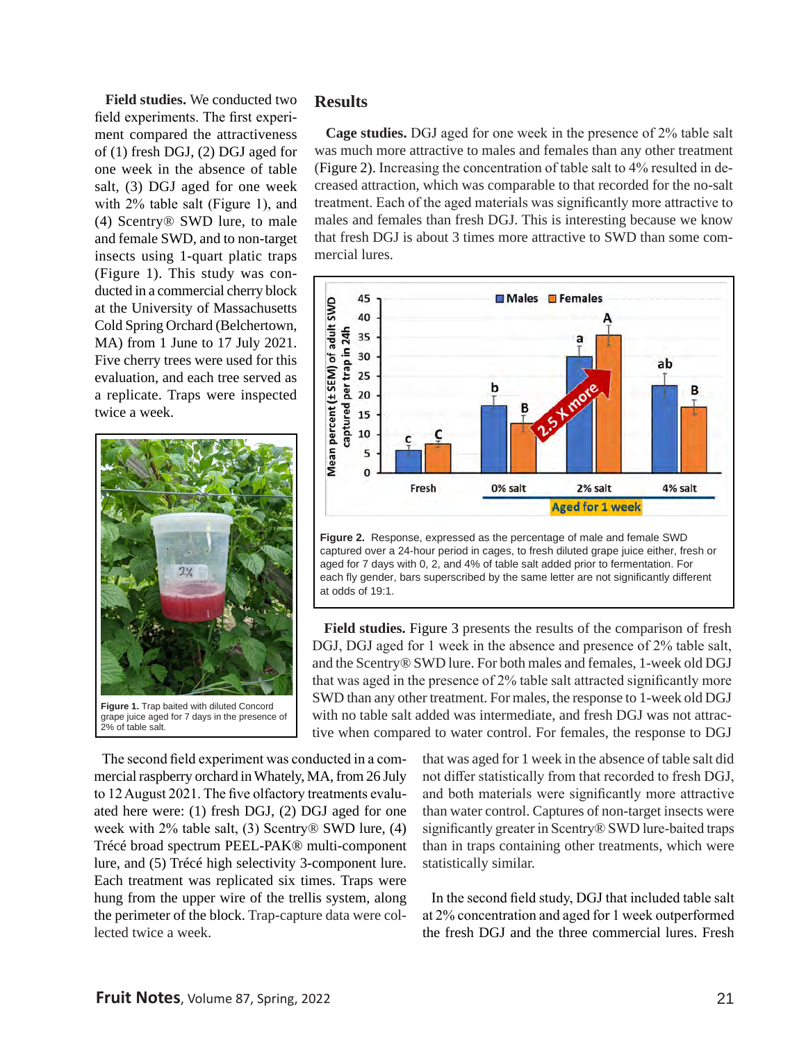**Field studies.** We conducted two field experiments. The first experiment compared the attractiveness of (1) fresh DGJ, (2) DGJ aged for one week in the absence of table salt, (3) DGJ aged for one week with 2% table salt (Figure 1), and (4) Scentry® SWD lure, to male and female SWD, and to non-target insects using 1-quart platic traps (Figure 1). This study was conducted in a commercial cherry block at the University of Massachusetts Cold Spring Orchard (Belchertown, MA) from 1 June to 17 July 2021. Five cherry trees were used for this evaluation, and each tree served as a replicate. Traps were inspected twice a week.

**Figure 1.** Trap baited with diluted Concord grape juice aged for 7 days in the presence of 2% of table salt.

The second field experiment was conducted in a commercial raspberry orchard in Whately, MA, from 26 July to 12 August 2021. The five olfactory treatments evaluated here were: (1) fresh DGJ, (2) DGJ aged for one week with 2% table salt, (3) Scentry® SWD lure, (4) Trécé broad spectrum PEEL-PAK® multi-component lure, and (5) Trécé high selectivity 3-component lure. Each treatment was replicated six times. Traps were hung from the upper wire of the trellis system, along the perimeter of the block. Trap-capture data were collected twice a week.

## Results

**Cage studies.** DGJ aged for one week in the presence of 2% table salt was much more attractive to males and females than any other treatment (Figure 2). Increasing the concentration of table salt to 4% resulted in decreased attraction, which was comparable to that recorded for the no-salt treatment. Each of the aged materials was significantly more attractive to males and females than fresh DGJ. This is interesting because we know that fresh DGJ is about 3 times more attractive to SWD than some commercial lures.

**Figure 2.** Response, expressed as the percentage of male and female SWD captured over a 24-hour period in cages, to fresh diluted grape juice either, fresh or aged for 7 days with 0, 2, and 4% of table salt added prior to fermentation. For each fly gender, bars superscribed by the same letter are not significantly different at odds of 19:1.

**Field studies.** Figure 3 presents the results of the comparison of fresh DGJ, DGJ aged for 1 week in the absence and presence of 2% table salt, and the Scentry® SWD lure. For both males and females, 1-week old DGJ that was aged in the presence of 2% table salt attracted significantly more SWD than any other treatment. For males, the response to 1-week old DGJ with no table salt added was intermediate, and fresh DGJ was not attractive when compared to water control. For females, the response to DGJ that was aged for 1 week in the absence of table salt did not differ statistically from that recorded to fresh DGJ, and both materials were significantly more attractive than water control. Captures of non-target insects were significantly greater in Scentry® SWD lure-baited traps than in traps containing other treatments, which were statistically similar.

In the second field study, DGJ that included table salt at 2% concentration and aged for 1 week outperformed the fresh DGJ and the three commercial lures. Fresh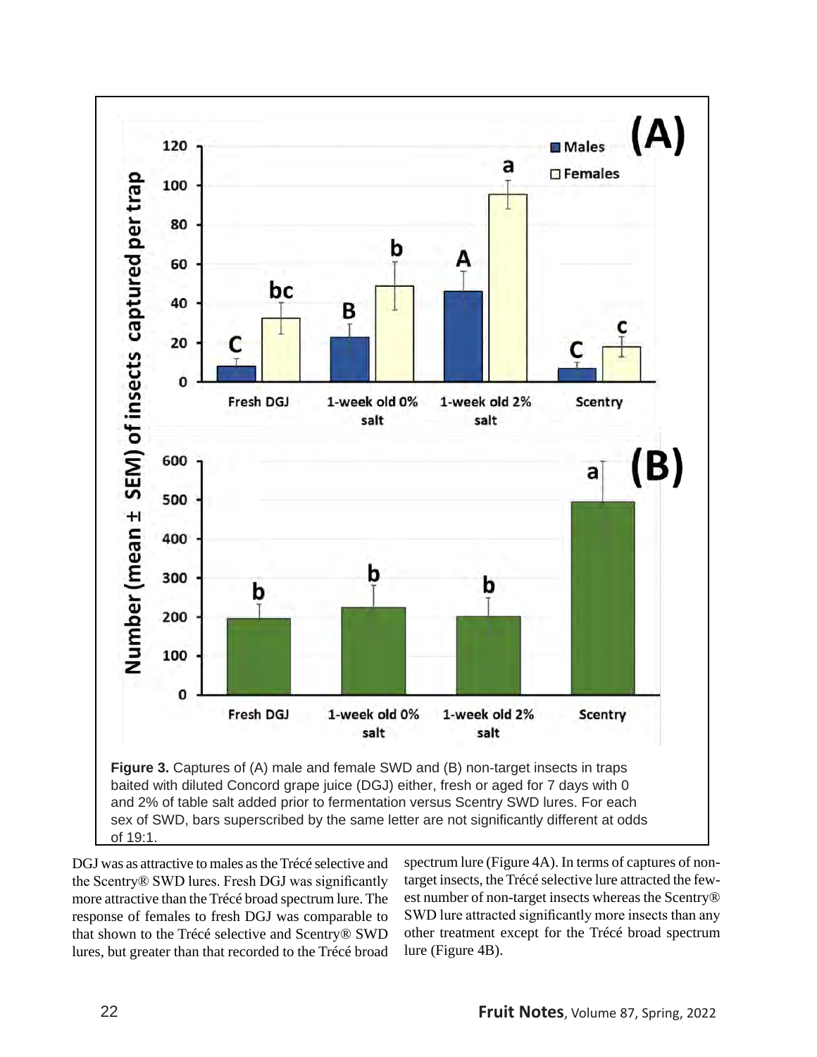**Figure 3.** Captures of (A) male and female SWD and (B) non-target insects in traps baited with diluted Concord grape juice (DGJ) either, fresh or aged for 7 days with 0 and 2% of table salt added prior to fermentation versus Scentry SWD lures. For each sex of SWD, bars superscribed by the same letter are not significantly different at odds of 19:1.

DGJ was as attractive to males as the Trécé selective and the Scentry® SWD lures. Fresh DGJ was significantly more attractive than the Trécé broad spectrum lure. The response of females to fresh DGJ was comparable to that shown to the Trécé selective and Scentry® SWD lures, but greater than that recorded to the Trécé broad spectrum lure (Figure 4A). In terms of captures of non-target insects, the Trécé selective lure attracted the fewest number of non-target insects whereas the Scentry® SWD lure attracted significantly more insects than any other treatment except for the Trécé broad spectrum lure (Figure 4B).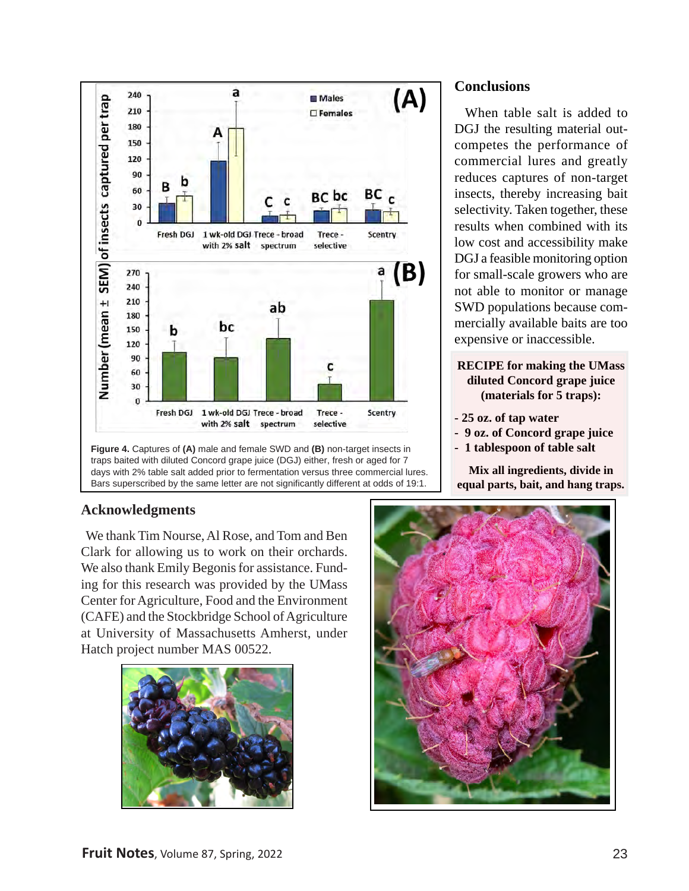Figure 4. Captures of (A) male and female SWD and (B) non-target insects in traps baited with diluted Concord grape juice (DGJ) either, fresh or aged for 7 days with 2% table salt added prior to fermentation versus three commercial lures. Bars superscribed by the same letter are not significantly different at odds of 19:1.

## Acknowledgments

We thank Tim Nourse, Al Rose, and Tom and Ben Clark for allowing us to work on their orchards. We also thank Emily Begonis for assistance. Funding for this research was provided by the UMass Center for Agriculture, Food and the Environment (CAFE) and the Stockbridge School of Agriculture at University of Massachusetts Amherst, under Hatch project number MAS 00522.

## Conclusions

When table salt is added to DGJ the resulting material outcompetes the performance of commercial lures and greatly reduces captures of non-target insects, thereby increasing bait selectivity. Taken together, these results when combined with its low cost and accessibility make DGJ a feasible monitoring option for small-scale growers who are not able to monitor or manage SWD populations because commercially available baits are too expensive or inaccessible.

**RECIPE for making the UMass diluted Concord grape juice (materials for 5 traps):**

- **25 oz. of tap water**
- **9 oz. of Concord grape juice**
- **1 tablespoon of table salt**

**Mix all ingredients, divide in equal parts, bait, and hang traps.**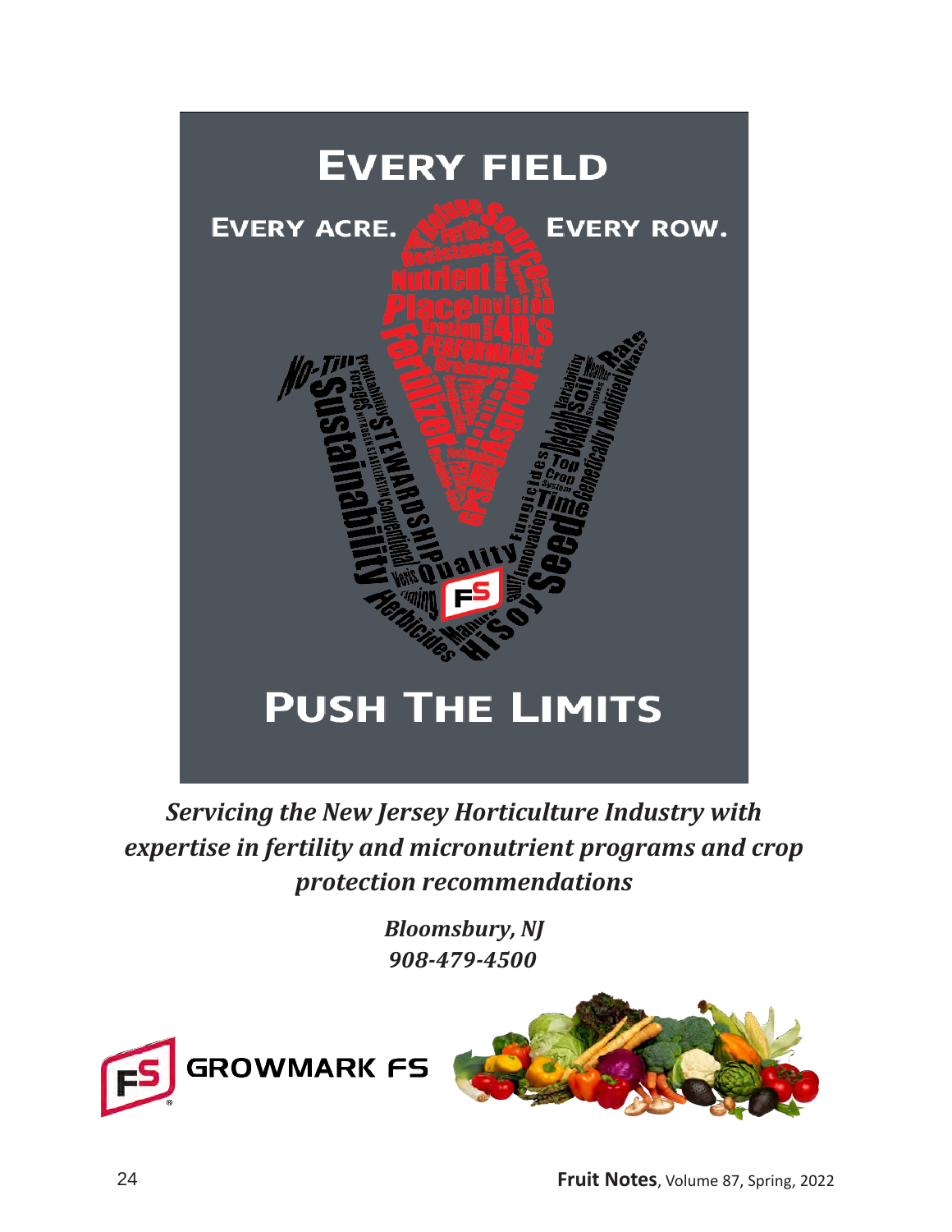# Every field

Every acre. Every row.

# Push The Limits

***Servicing the New Jersey Horticulture Industry with expertise in fertility and micronutrient programs and crop protection recommendations***

***Bloomsbury, NJ***
***908-479-4500***

GROWMARK FS